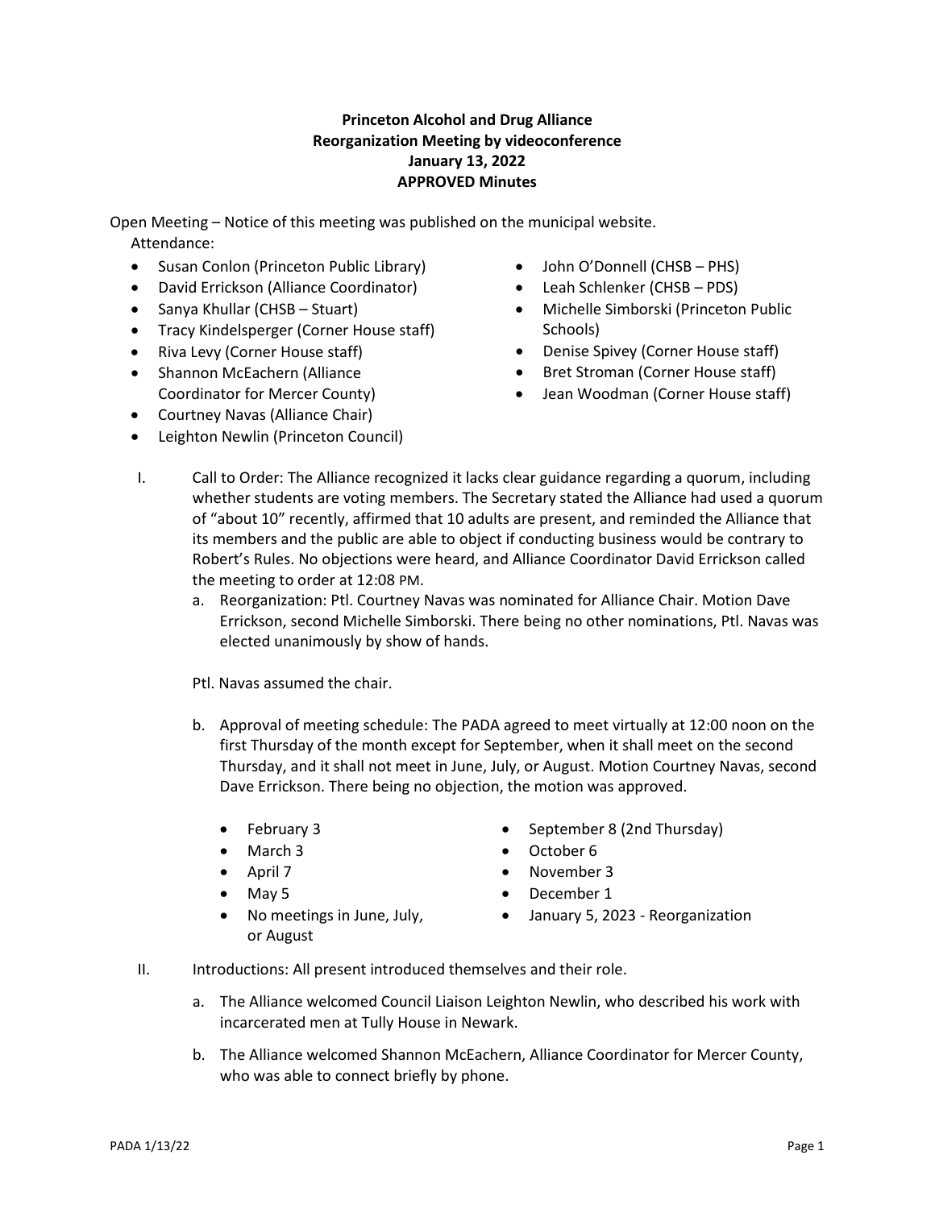**Princeton Alcohol and Drug Alliance**
**Reorganization Meeting by videoconference**
**January 13, 2022**
**APPROVED Minutes**

Open Meeting – Notice of this meeting was published on the municipal website.

Attendance:

- Susan Conlon (Princeton Public Library)
- David Errickson (Alliance Coordinator)
- Sanya Khullar (CHSB – Stuart)
- Tracy Kindelsperger (Corner House staff)
- Riva Levy (Corner House staff)
- Shannon McEachern (Alliance Coordinator for Mercer County)
- Courtney Navas (Alliance Chair)
- Leighton Newlin (Princeton Council)
- John O'Donnell (CHSB – PHS)
- Leah Schlenker (CHSB – PDS)
- Michelle Simborski (Princeton Public Schools)
- Denise Spivey (Corner House staff)
- Bret Stroman (Corner House staff)
- Jean Woodman (Corner House staff)

I. Call to Order: The Alliance recognized it lacks clear guidance regarding a quorum, including whether students are voting members. The Secretary stated the Alliance had used a quorum of "about 10" recently, affirmed that 10 adults are present, and reminded the Alliance that its members and the public are able to object if conducting business would be contrary to Robert's Rules. No objections were heard, and Alliance Coordinator David Errickson called the meeting to order at 12:08 PM.

   a. Reorganization: Ptl. Courtney Navas was nominated for Alliance Chair. Motion Dave Errickson, second Michelle Simborski. There being no other nominations, Ptl. Navas was elected unanimously by show of hands.

   Ptl. Navas assumed the chair.

   b. Approval of meeting schedule: The PADA agreed to meet virtually at 12:00 noon on the first Thursday of the month except for September, when it shall meet on the second Thursday, and it shall not meet in June, July, or August. Motion Courtney Navas, second Dave Errickson. There being no objection, the motion was approved.

   - February 3
   - March 3
   - April 7
   - May 5
   - No meetings in June, July, or August
   - September 8 (2nd Thursday)
   - October 6
   - November 3
   - December 1
   - January 5, 2023 - Reorganization

II. Introductions: All present introduced themselves and their role.

   a. The Alliance welcomed Council Liaison Leighton Newlin, who described his work with incarcerated men at Tully House in Newark.

   b. The Alliance welcomed Shannon McEachern, Alliance Coordinator for Mercer County, who was able to connect briefly by phone.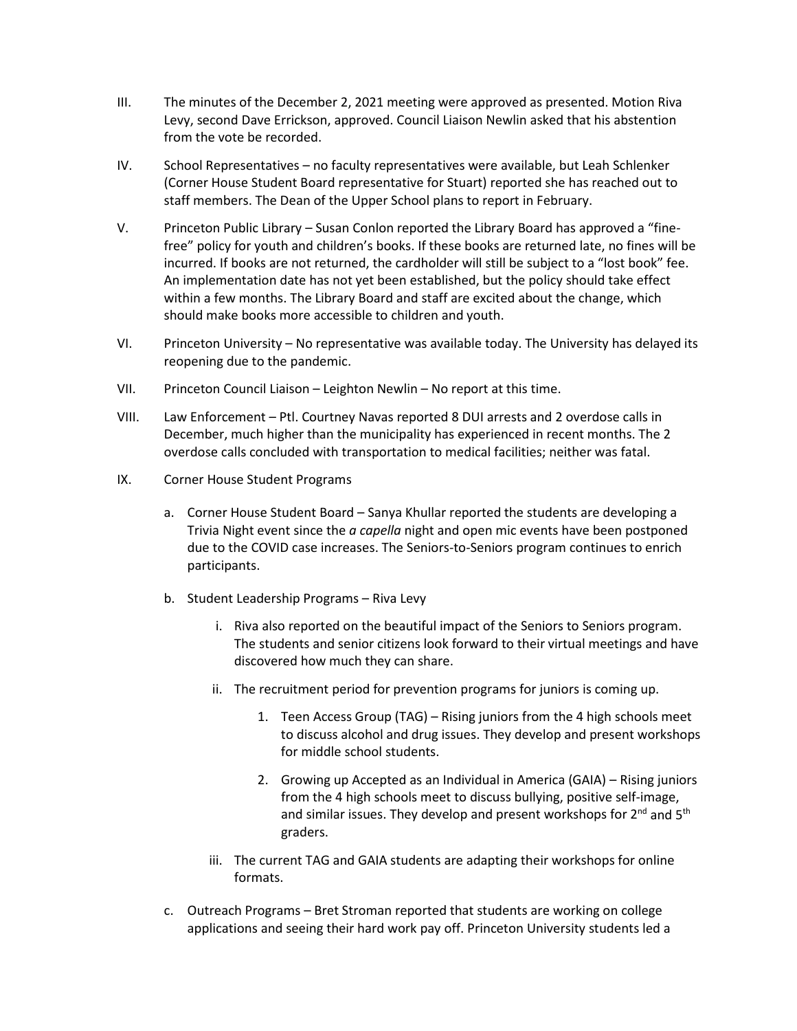III. The minutes of the December 2, 2021 meeting were approved as presented. Motion Riva Levy, second Dave Errickson, approved. Council Liaison Newlin asked that his abstention from the vote be recorded.

IV. School Representatives – no faculty representatives were available, but Leah Schlenker (Corner House Student Board representative for Stuart) reported she has reached out to staff members. The Dean of the Upper School plans to report in February.

V. Princeton Public Library – Susan Conlon reported the Library Board has approved a "fine-free" policy for youth and children's books. If these books are returned late, no fines will be incurred. If books are not returned, the cardholder will still be subject to a "lost book" fee. An implementation date has not yet been established, but the policy should take effect within a few months. The Library Board and staff are excited about the change, which should make books more accessible to children and youth.

VI. Princeton University – No representative was available today. The University has delayed its reopening due to the pandemic.

VII. Princeton Council Liaison – Leighton Newlin – No report at this time.

VIII. Law Enforcement – Ptl. Courtney Navas reported 8 DUI arrests and 2 overdose calls in December, much higher than the municipality has experienced in recent months. The 2 overdose calls concluded with transportation to medical facilities; neither was fatal.

IX. Corner House Student Programs

   a. Corner House Student Board – Sanya Khullar reported the students are developing a Trivia Night event since the *a capella* night and open mic events have been postponed due to the COVID case increases. The Seniors-to-Seniors program continues to enrich participants.

   b. Student Leadership Programs – Riva Levy

      i. Riva also reported on the beautiful impact of the Seniors to Seniors program. The students and senior citizens look forward to their virtual meetings and have discovered how much they can share.

      ii. The recruitment period for prevention programs for juniors is coming up.

         1. Teen Access Group (TAG) – Rising juniors from the 4 high schools meet to discuss alcohol and drug issues. They develop and present workshops for middle school students.

         2. Growing up Accepted as an Individual in America (GAIA) – Rising juniors from the 4 high schools meet to discuss bullying, positive self-image, and similar issues. They develop and present workshops for 2nd and 5th graders.

      iii. The current TAG and GAIA students are adapting their workshops for online formats.

   c. Outreach Programs – Bret Stroman reported that students are working on college applications and seeing their hard work pay off. Princeton University students led a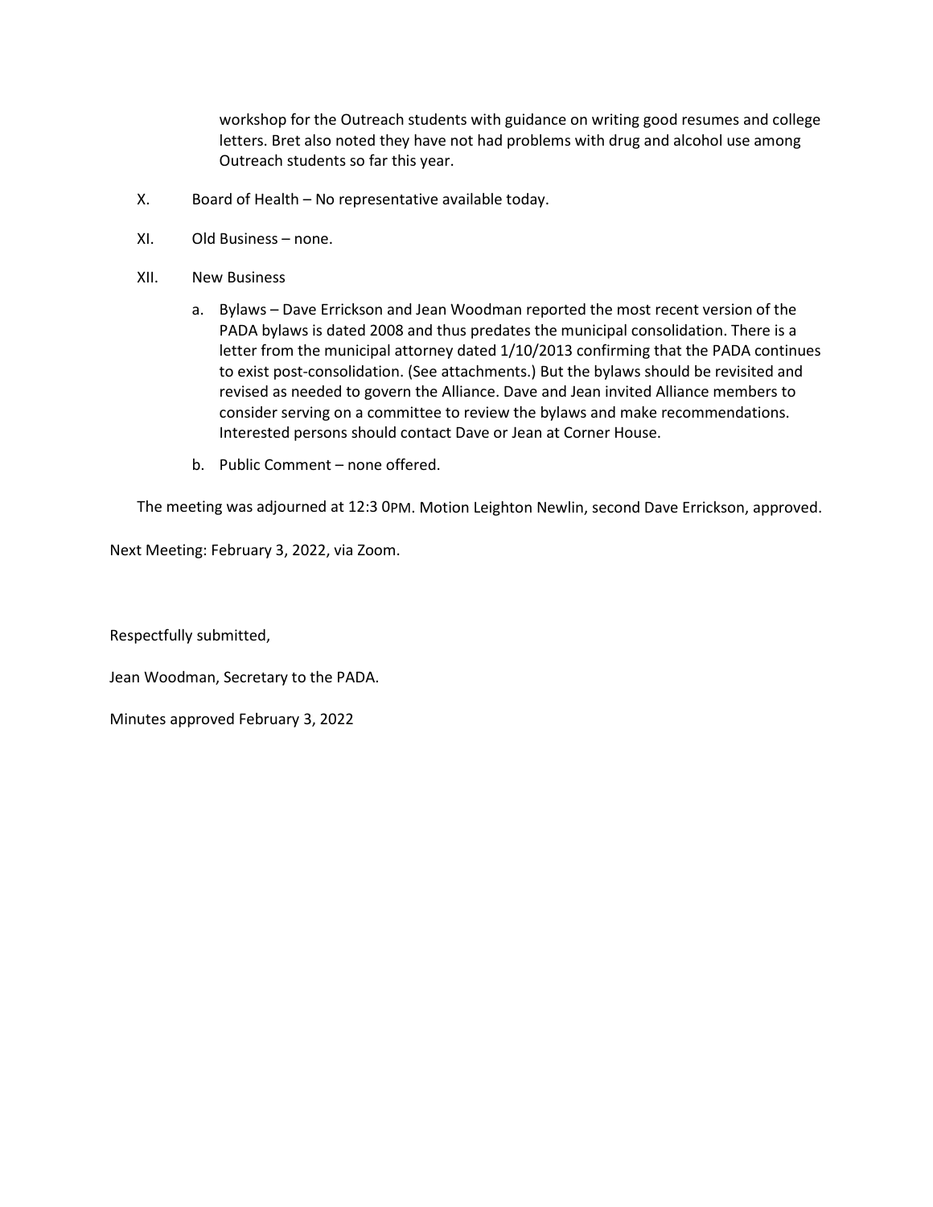workshop for the Outreach students with guidance on writing good resumes and college letters. Bret also noted they have not had problems with drug and alcohol use among Outreach students so far this year.

X. Board of Health – No representative available today.

XI. Old Business – none.

XII. New Business

a. Bylaws – Dave Errickson and Jean Woodman reported the most recent version of the PADA bylaws is dated 2008 and thus predates the municipal consolidation. There is a letter from the municipal attorney dated 1/10/2013 confirming that the PADA continues to exist post-consolidation. (See attachments.) But the bylaws should be revisited and revised as needed to govern the Alliance. Dave and Jean invited Alliance members to consider serving on a committee to review the bylaws and make recommendations. Interested persons should contact Dave or Jean at Corner House.

b. Public Comment – none offered.

The meeting was adjourned at 12:3 0PM. Motion Leighton Newlin, second Dave Errickson, approved.

Next Meeting: February 3, 2022, via Zoom.

Respectfully submitted,

Jean Woodman, Secretary to the PADA.

Minutes approved February 3, 2022